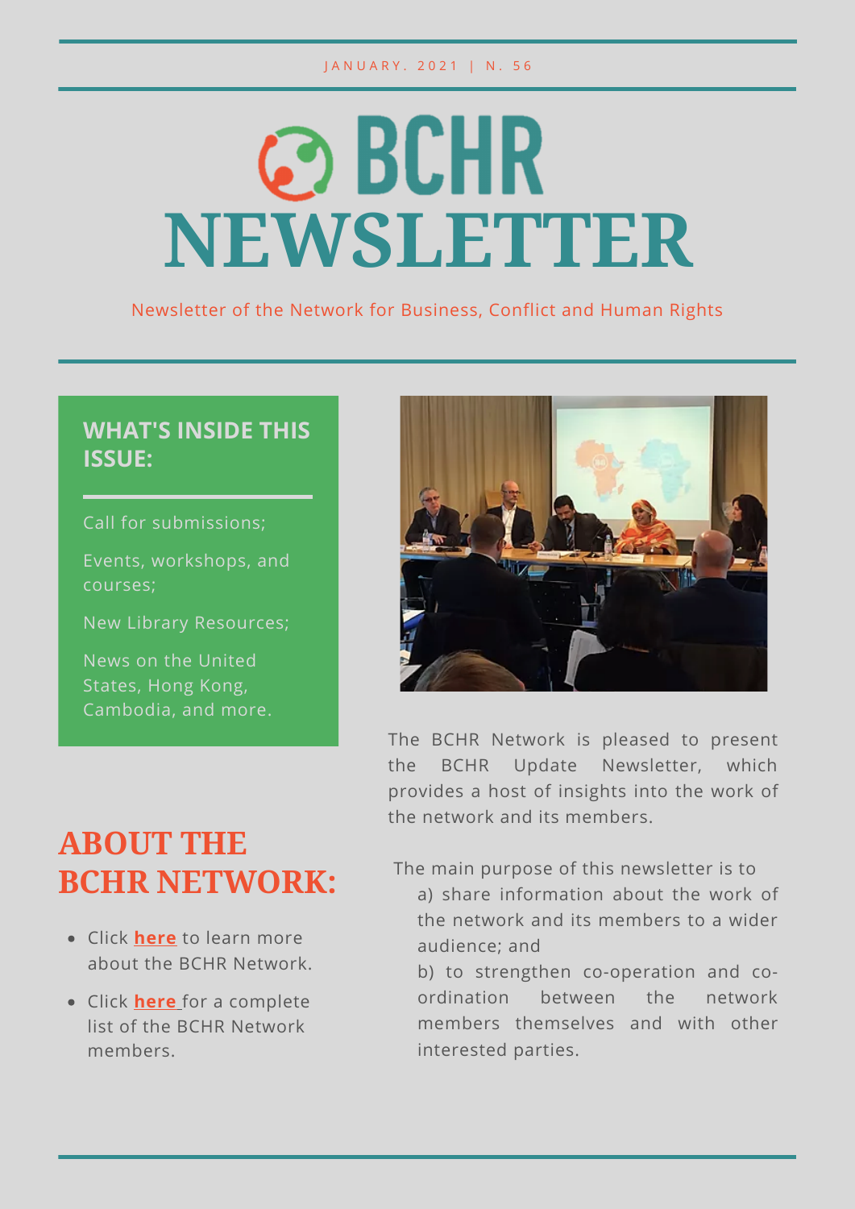JANUARY. 2021 | N. 56

# BCHR NEWSLETTER

Newsletter of the Network for Business, Conflict and Human Rights

## WHAT'S INSIDE THIS ISSUE:

Call for submissions;

Events, workshops, and courses;

New Library Resources;

News on the United States, Hong Kong, Cambodia, and more.

The BCHR Network is pleased to present the BCHR Update Newsletter, which provides a host of insights into the work of the network and its members.

The main purpose of this newsletter is to
a) share information about the work of the network and its members to a wider audience; and
b) to strengthen co-operation and co-ordination between the network members themselves and with other interested parties.

## ABOUT THE BCHR NETWORK:

- Click **here** to learn more about the BCHR Network.
- Click **here** for a complete list of the BCHR Network members.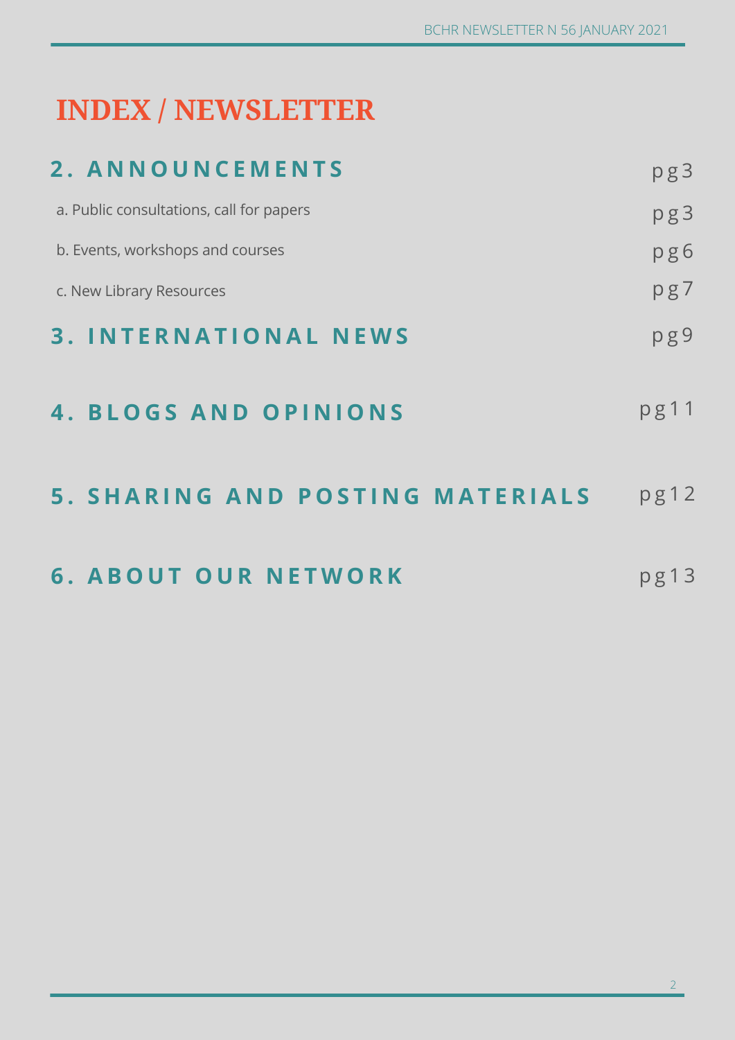# INDEX / NEWSLETTER

## 2. ANNOUNCEMENTS pg3

a. Public consultations, call for papers pg3

b. Events, workshops and courses pg6

c. New Library Resources pg7

## 3. INTERNATIONAL NEWS pg9

## 4. BLOGS AND OPINIONS pg11

## 5. SHARING AND POSTING MATERIALS pg12

## 6. ABOUT OUR NETWORK pg13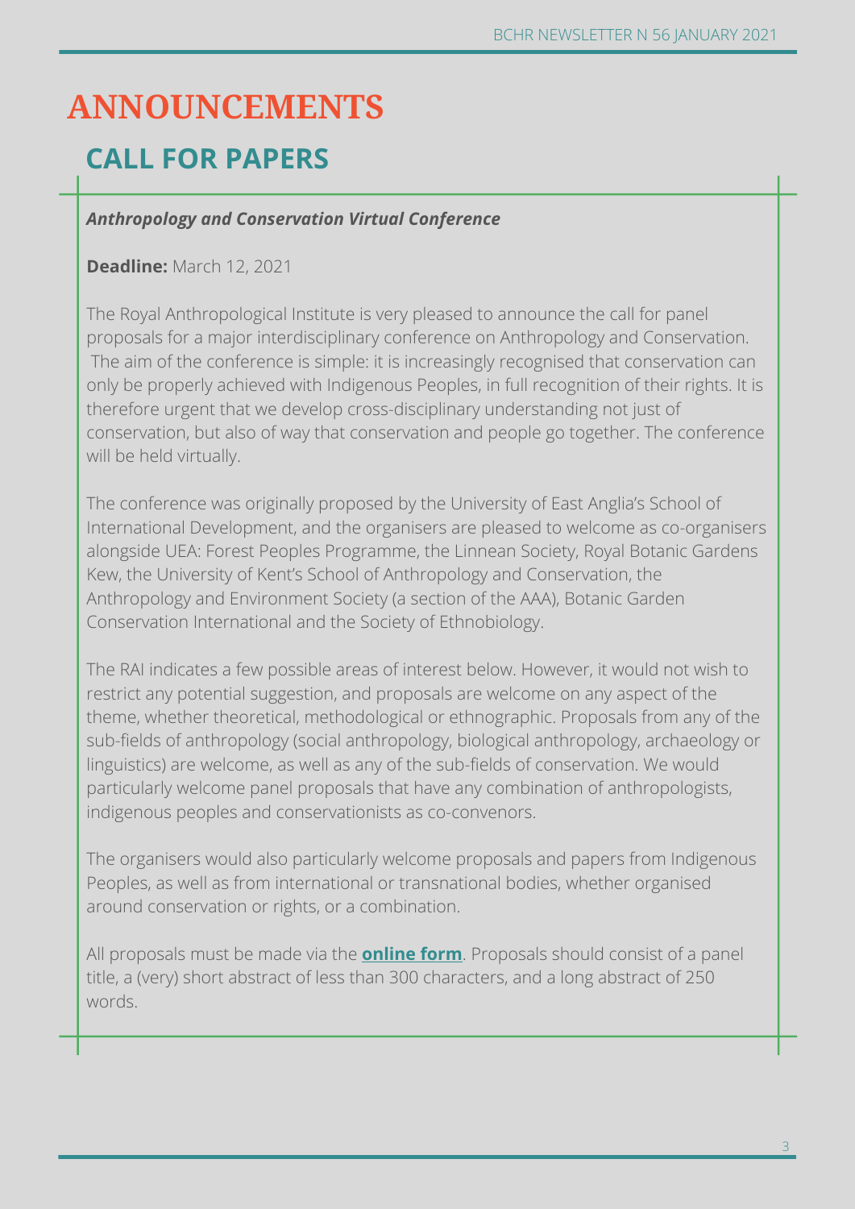# ANNOUNCEMENTS

## CALL FOR PAPERS

***Anthropology and Conservation Virtual Conference***

**Deadline:** March 12, 2021

The Royal Anthropological Institute is very pleased to announce the call for panel proposals for a major interdisciplinary conference on Anthropology and Conservation. The aim of the conference is simple: it is increasingly recognised that conservation can only be properly achieved with Indigenous Peoples, in full recognition of their rights. It is therefore urgent that we develop cross-disciplinary understanding not just of conservation, but also of way that conservation and people go together. The conference will be held virtually.

The conference was originally proposed by the University of East Anglia's School of International Development, and the organisers are pleased to welcome as co-organisers alongside UEA: Forest Peoples Programme, the Linnean Society, Royal Botanic Gardens Kew, the University of Kent's School of Anthropology and Conservation, the Anthropology and Environment Society (a section of the AAA), Botanic Garden Conservation International and the Society of Ethnobiology.

The RAI indicates a few possible areas of interest below. However, it would not wish to restrict any potential suggestion, and proposals are welcome on any aspect of the theme, whether theoretical, methodological or ethnographic. Proposals from any of the sub-fields of anthropology (social anthropology, biological anthropology, archaeology or linguistics) are welcome, as well as any of the sub-fields of conservation. We would particularly welcome panel proposals that have any combination of anthropologists, indigenous peoples and conservationists as co-convenors.

The organisers would also particularly welcome proposals and papers from Indigenous Peoples, as well as from international or transnational bodies, whether organised around conservation or rights, or a combination.

All proposals must be made via the **online form**. Proposals should consist of a panel title, a (very) short abstract of less than 300 characters, and a long abstract of 250 words.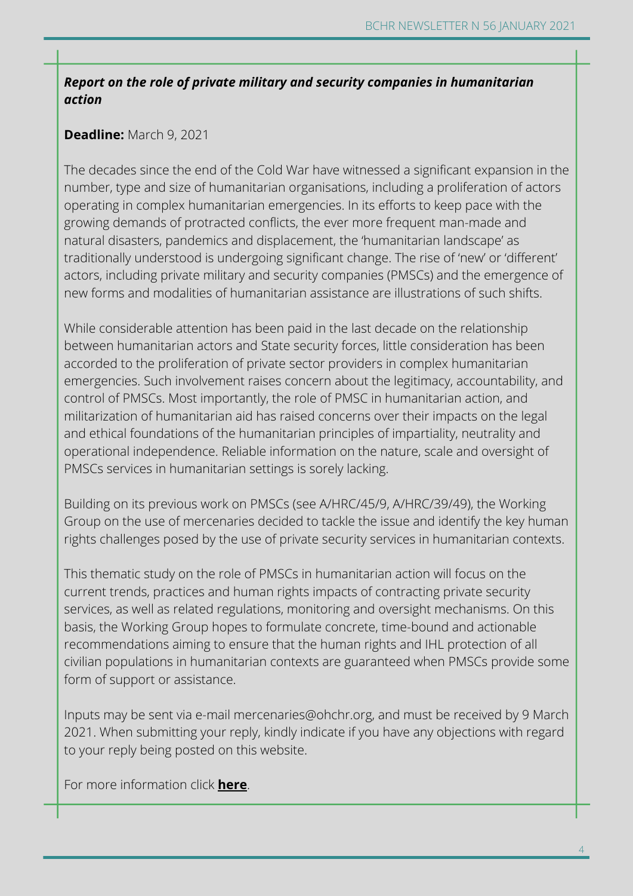### ***Report on the role of private military and security companies in humanitarian action***

**Deadline:** March 9, 2021

The decades since the end of the Cold War have witnessed a significant expansion in the number, type and size of humanitarian organisations, including a proliferation of actors operating in complex humanitarian emergencies. In its efforts to keep pace with the growing demands of protracted conflicts, the ever more frequent man-made and natural disasters, pandemics and displacement, the 'humanitarian landscape' as traditionally understood is undergoing significant change. The rise of 'new' or 'different' actors, including private military and security companies (PMSCs) and the emergence of new forms and modalities of humanitarian assistance are illustrations of such shifts.

While considerable attention has been paid in the last decade on the relationship between humanitarian actors and State security forces, little consideration has been accorded to the proliferation of private sector providers in complex humanitarian emergencies. Such involvement raises concern about the legitimacy, accountability, and control of PMSCs. Most importantly, the role of PMSC in humanitarian action, and militarization of humanitarian aid has raised concerns over their impacts on the legal and ethical foundations of the humanitarian principles of impartiality, neutrality and operational independence. Reliable information on the nature, scale and oversight of PMSCs services in humanitarian settings is sorely lacking.

Building on its previous work on PMSCs (see A/HRC/45/9, A/HRC/39/49), the Working Group on the use of mercenaries decided to tackle the issue and identify the key human rights challenges posed by the use of private security services in humanitarian contexts.

This thematic study on the role of PMSCs in humanitarian action will focus on the current trends, practices and human rights impacts of contracting private security services, as well as related regulations, monitoring and oversight mechanisms. On this basis, the Working Group hopes to formulate concrete, time-bound and actionable recommendations aiming to ensure that the human rights and IHL protection of all civilian populations in humanitarian contexts are guaranteed when PMSCs provide some form of support or assistance.

Inputs may be sent via e-mail mercenaries@ohchr.org, and must be received by 9 March 2021. When submitting your reply, kindly indicate if you have any objections with regard to your reply being posted on this website.

For more information click **here**.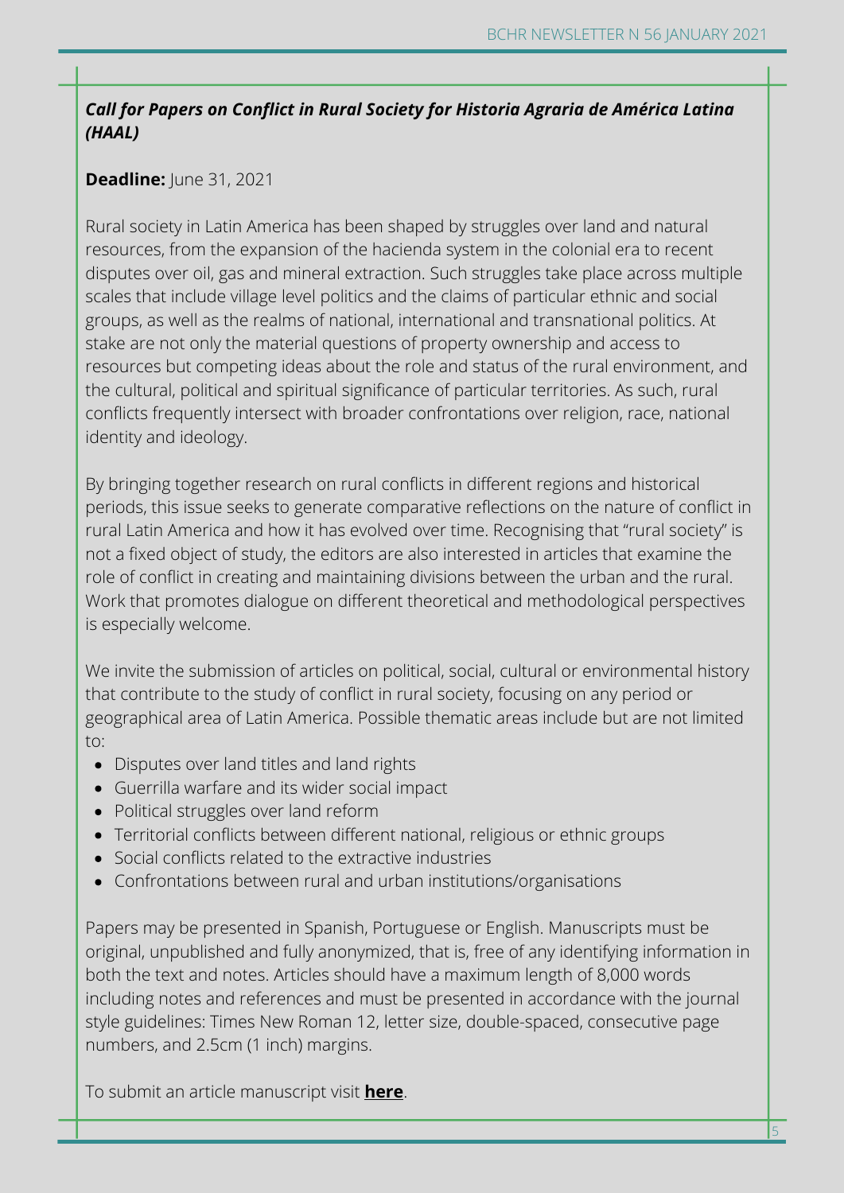### ***Call for Papers on Conflict in Rural Society for Historia Agraria de América Latina (HAAL)***

**Deadline:** June 31, 2021

Rural society in Latin America has been shaped by struggles over land and natural resources, from the expansion of the hacienda system in the colonial era to recent disputes over oil, gas and mineral extraction. Such struggles take place across multiple scales that include village level politics and the claims of particular ethnic and social groups, as well as the realms of national, international and transnational politics. At stake are not only the material questions of property ownership and access to resources but competing ideas about the role and status of the rural environment, and the cultural, political and spiritual significance of particular territories. As such, rural conflicts frequently intersect with broader confrontations over religion, race, national identity and ideology.

By bringing together research on rural conflicts in different regions and historical periods, this issue seeks to generate comparative reflections on the nature of conflict in rural Latin America and how it has evolved over time. Recognising that "rural society" is not a fixed object of study, the editors are also interested in articles that examine the role of conflict in creating and maintaining divisions between the urban and the rural. Work that promotes dialogue on different theoretical and methodological perspectives is especially welcome.

We invite the submission of articles on political, social, cultural or environmental history that contribute to the study of conflict in rural society, focusing on any period or geographical area of Latin America. Possible thematic areas include but are not limited to:

- Disputes over land titles and land rights
- Guerrilla warfare and its wider social impact
- Political struggles over land reform
- Territorial conflicts between different national, religious or ethnic groups
- Social conflicts related to the extractive industries
- Confrontations between rural and urban institutions/organisations

Papers may be presented in Spanish, Portuguese or English. Manuscripts must be original, unpublished and fully anonymized, that is, free of any identifying information in both the text and notes. Articles should have a maximum length of 8,000 words including notes and references and must be presented in accordance with the journal style guidelines: Times New Roman 12, letter size, double-spaced, consecutive page numbers, and 2.5cm (1 inch) margins.

To submit an article manuscript visit **here**.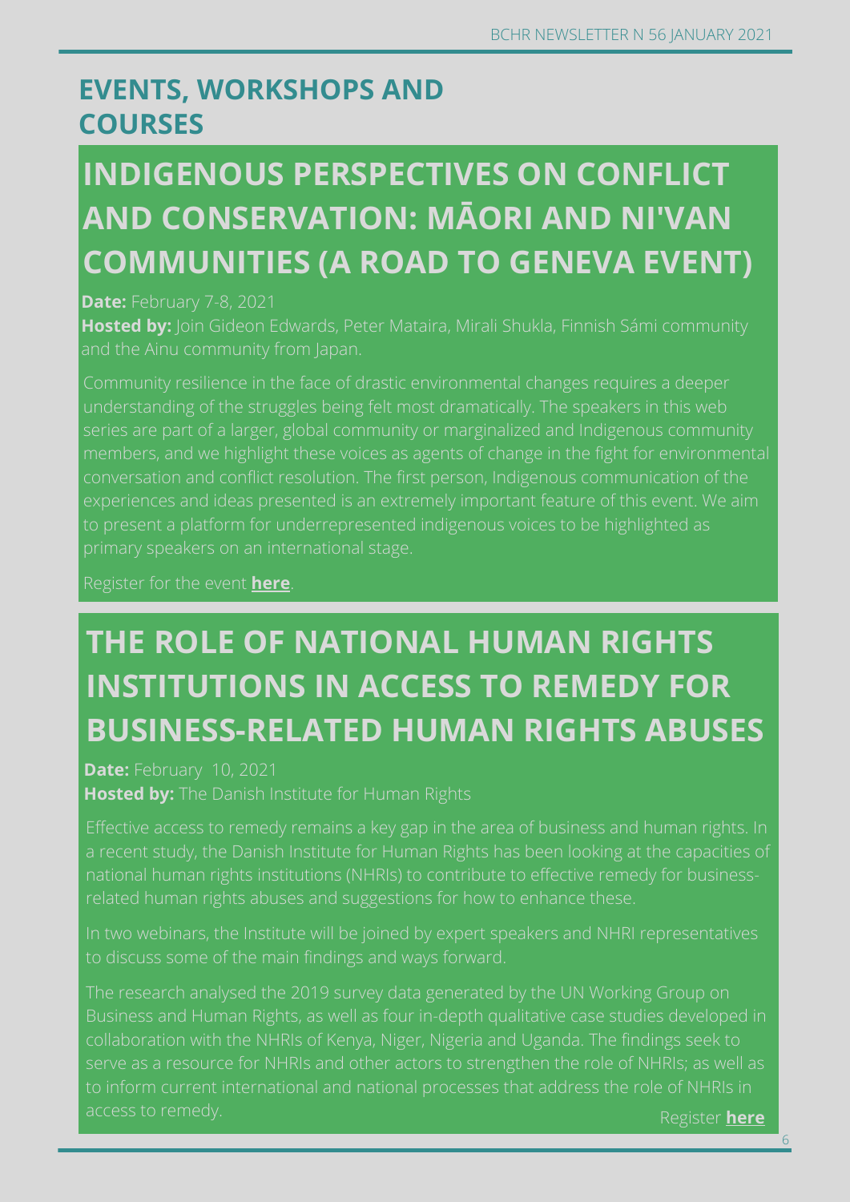## EVENTS, WORKSHOPS AND COURSES

### INDIGENOUS PERSPECTIVES ON CONFLICT AND CONSERVATION: MĀORI AND NI'VAN COMMUNITIES (A ROAD TO GENEVA EVENT)

**Date:** February 7-8, 2021

**Hosted by:** Join Gideon Edwards, Peter Mataira, Mirali Shukla, Finnish Sámi community and the Ainu community from Japan.

Community resilience in the face of drastic environmental changes requires a deeper understanding of the struggles being felt most dramatically. The speakers in this web series are part of a larger, global community or marginalized and Indigenous community members, and we highlight these voices as agents of change in the fight for environmental conversation and conflict resolution. The first person, Indigenous communication of the experiences and ideas presented is an extremely important feature of this event. We aim to present a platform for underrepresented indigenous voices to be highlighted as primary speakers on an international stage.

Register for the event **here**.

### THE ROLE OF NATIONAL HUMAN RIGHTS INSTITUTIONS IN ACCESS TO REMEDY FOR BUSINESS-RELATED HUMAN RIGHTS ABUSES

**Date:** February 10, 2021

**Hosted by:** The Danish Institute for Human Rights

Effective access to remedy remains a key gap in the area of business and human rights. In a recent study, the Danish Institute for Human Rights has been looking at the capacities of national human rights institutions (NHRIs) to contribute to effective remedy for business-related human rights abuses and suggestions for how to enhance these.

In two webinars, the Institute will be joined by expert speakers and NHRI representatives to discuss some of the main findings and ways forward.

The research analysed the 2019 survey data generated by the UN Working Group on Business and Human Rights, as well as four in-depth qualitative case studies developed in collaboration with the NHRIs of Kenya, Niger, Nigeria and Uganda. The findings seek to serve as a resource for NHRIs and other actors to strengthen the role of NHRIs; as well as to inform current international and national processes that address the role of NHRIs in access to remedy.

Register **here**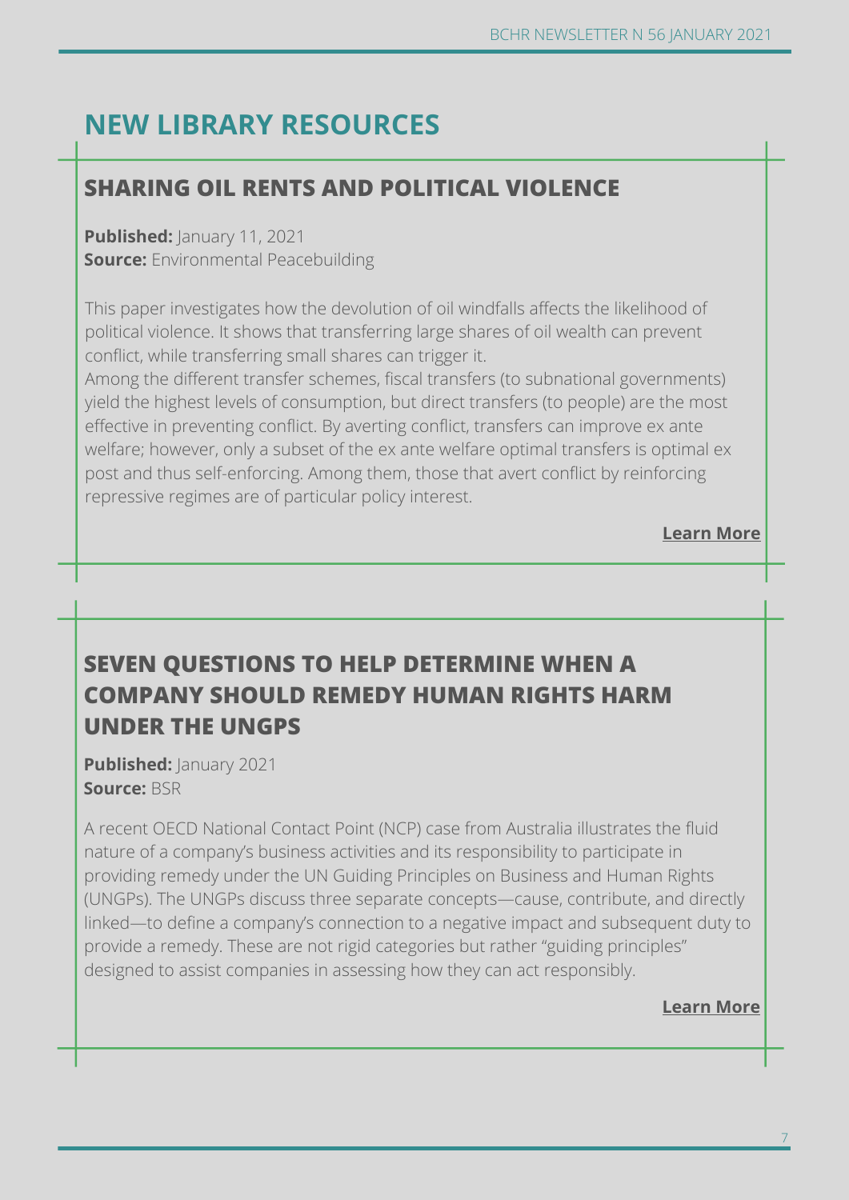## NEW LIBRARY RESOURCES

### SHARING OIL RENTS AND POLITICAL VIOLENCE

**Published:** January 11, 2021
**Source:** Environmental Peacebuilding

This paper investigates how the devolution of oil windfalls affects the likelihood of political violence. It shows that transferring large shares of oil wealth can prevent conflict, while transferring small shares can trigger it.
Among the different transfer schemes, fiscal transfers (to subnational governments) yield the highest levels of consumption, but direct transfers (to people) are the most effective in preventing conflict. By averting conflict, transfers can improve ex ante welfare; however, only a subset of the ex ante welfare optimal transfers is optimal ex post and thus self-enforcing. Among them, those that avert conflict by reinforcing repressive regimes are of particular policy interest.

**Learn More**

### SEVEN QUESTIONS TO HELP DETERMINE WHEN A COMPANY SHOULD REMEDY HUMAN RIGHTS HARM UNDER THE UNGPS

**Published:** January 2021
**Source:** BSR

A recent OECD National Contact Point (NCP) case from Australia illustrates the fluid nature of a company's business activities and its responsibility to participate in providing remedy under the UN Guiding Principles on Business and Human Rights (UNGPs). The UNGPs discuss three separate concepts—cause, contribute, and directly linked—to define a company's connection to a negative impact and subsequent duty to provide a remedy. These are not rigid categories but rather "guiding principles" designed to assist companies in assessing how they can act responsibly.

**Learn More**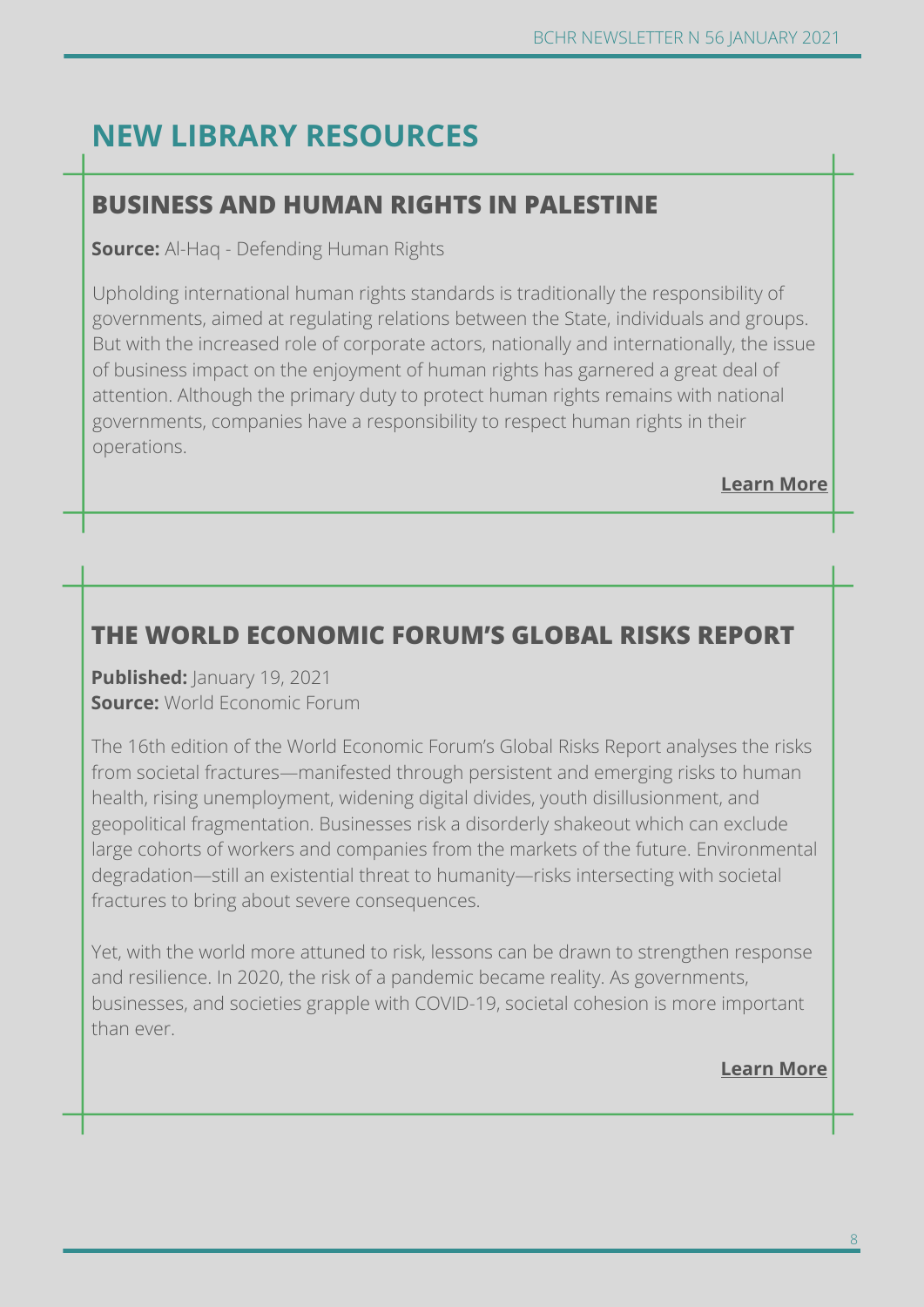# NEW LIBRARY RESOURCES

## BUSINESS AND HUMAN RIGHTS IN PALESTINE

**Source:** Al-Haq - Defending Human Rights

Upholding international human rights standards is traditionally the responsibility of governments, aimed at regulating relations between the State, individuals and groups. But with the increased role of corporate actors, nationally and internationally, the issue of business impact on the enjoyment of human rights has garnered a great deal of attention. Although the primary duty to protect human rights remains with national governments, companies have a responsibility to respect human rights in their operations.

**Learn More**

## THE WORLD ECONOMIC FORUM'S GLOBAL RISKS REPORT

**Published:** January 19, 2021
**Source:** World Economic Forum

The 16th edition of the World Economic Forum's Global Risks Report analyses the risks from societal fractures—manifested through persistent and emerging risks to human health, rising unemployment, widening digital divides, youth disillusionment, and geopolitical fragmentation. Businesses risk a disorderly shakeout which can exclude large cohorts of workers and companies from the markets of the future. Environmental degradation—still an existential threat to humanity—risks intersecting with societal fractures to bring about severe consequences.

Yet, with the world more attuned to risk, lessons can be drawn to strengthen response and resilience. In 2020, the risk of a pandemic became reality. As governments, businesses, and societies grapple with COVID-19, societal cohesion is more important than ever.

**Learn More**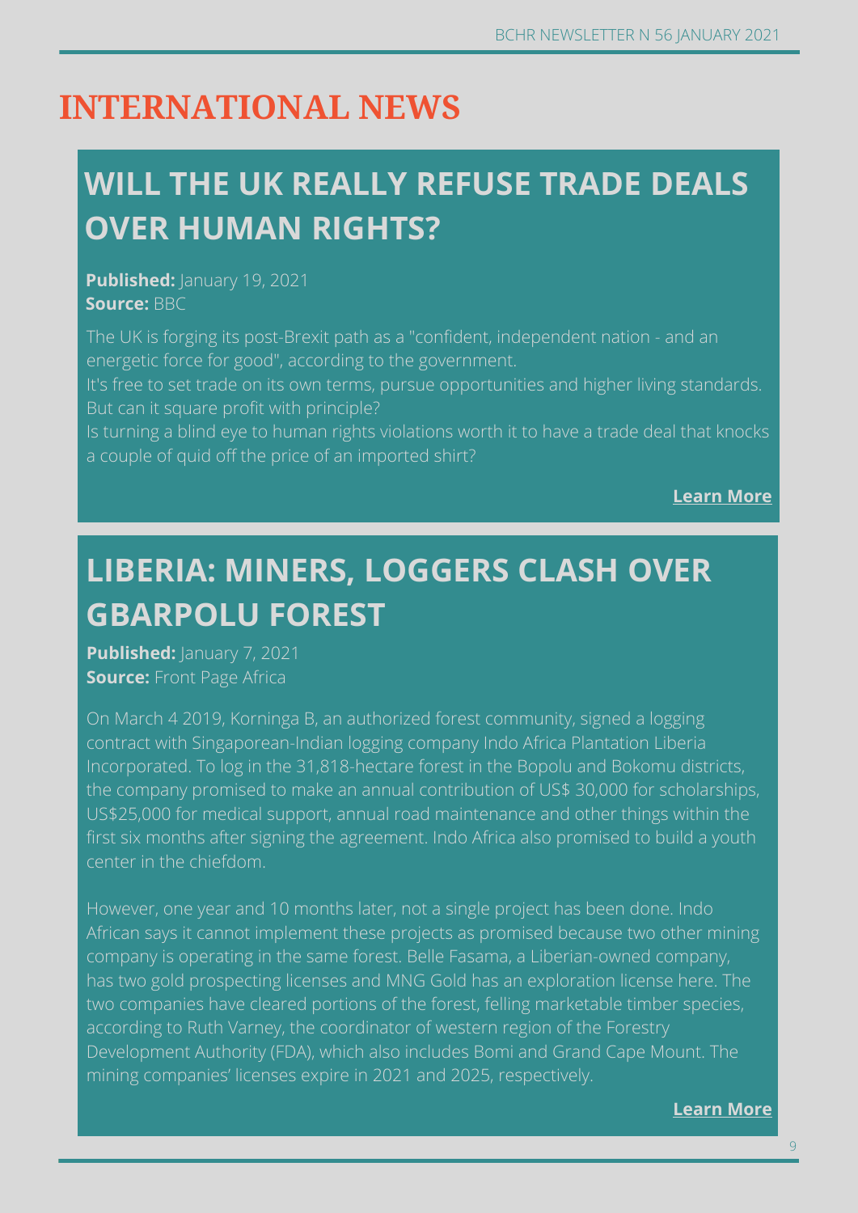# INTERNATIONAL NEWS

## WILL THE UK REALLY REFUSE TRADE DEALS OVER HUMAN RIGHTS?

**Published:** January 19, 2021
**Source:** BBC

The UK is forging its post-Brexit path as a "confident, independent nation - and an energetic force for good", according to the government.
It's free to set trade on its own terms, pursue opportunities and higher living standards. But can it square profit with principle?
Is turning a blind eye to human rights violations worth it to have a trade deal that knocks a couple of quid off the price of an imported shirt?

**Learn More**

## LIBERIA: MINERS, LOGGERS CLASH OVER GBARPOLU FOREST

**Published:** January 7, 2021
**Source:** Front Page Africa

On March 4 2019, Korninga B, an authorized forest community, signed a logging contract with Singaporean-Indian logging company Indo Africa Plantation Liberia Incorporated. To log in the 31,818-hectare forest in the Bopolu and Bokomu districts, the company promised to make an annual contribution of US$ 30,000 for scholarships, US$25,000 for medical support, annual road maintenance and other things within the first six months after signing the agreement. Indo Africa also promised to build a youth center in the chiefdom.

However, one year and 10 months later, not a single project has been done. Indo African says it cannot implement these projects as promised because two other mining company is operating in the same forest. Belle Fasama, a Liberian-owned company, has two gold prospecting licenses and MNG Gold has an exploration license here. The two companies have cleared portions of the forest, felling marketable timber species, according to Ruth Varney, the coordinator of western region of the Forestry Development Authority (FDA), which also includes Bomi and Grand Cape Mount. The mining companies' licenses expire in 2021 and 2025, respectively.

**Learn More**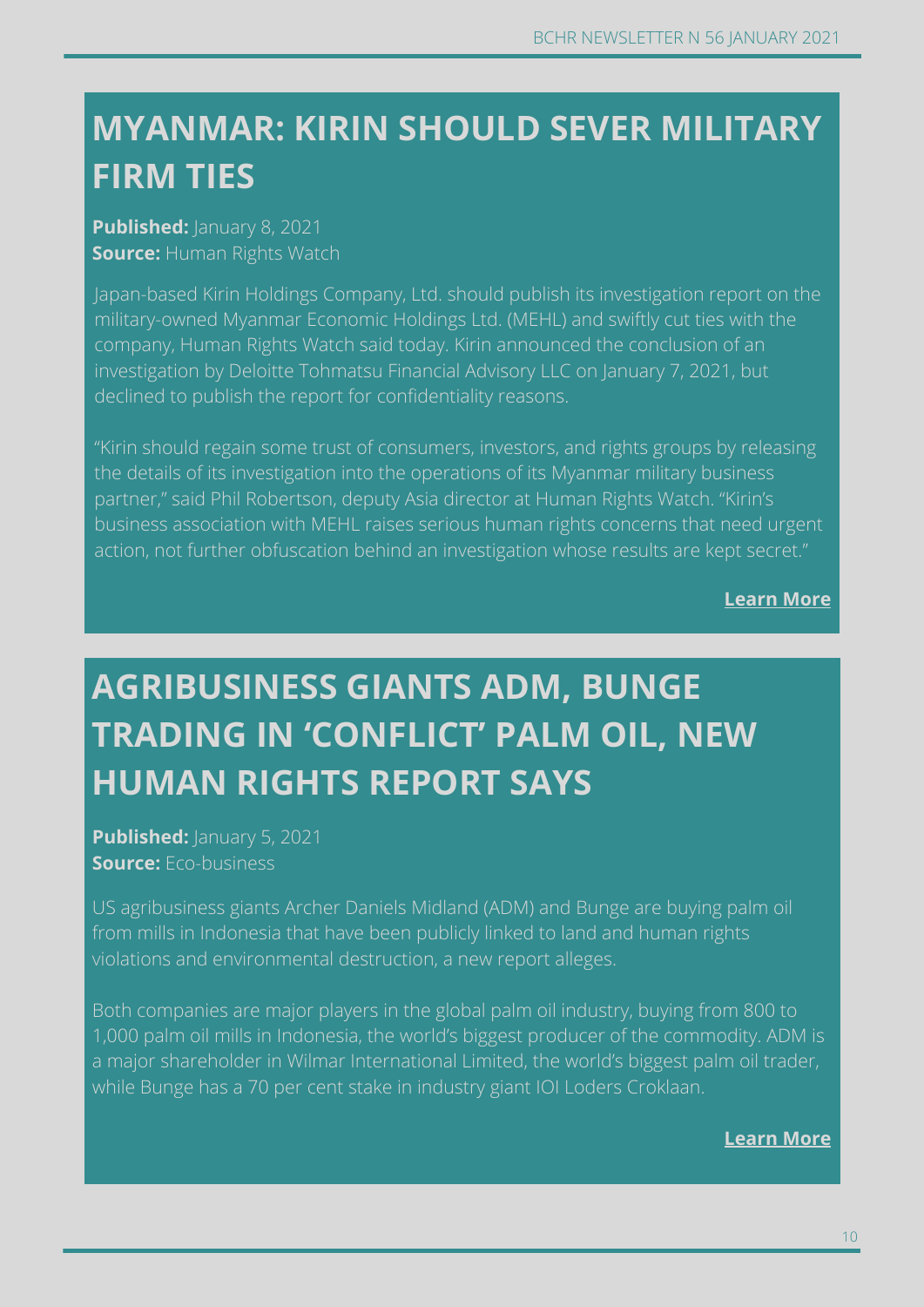## MYANMAR: KIRIN SHOULD SEVER MILITARY FIRM TIES

**Published:** January 8, 2021
**Source:** Human Rights Watch

Japan-based Kirin Holdings Company, Ltd. should publish its investigation report on the military-owned Myanmar Economic Holdings Ltd. (MEHL) and swiftly cut ties with the company, Human Rights Watch said today. Kirin announced the conclusion of an investigation by Deloitte Tohmatsu Financial Advisory LLC on January 7, 2021, but declined to publish the report for confidentiality reasons.

"Kirin should regain some trust of consumers, investors, and rights groups by releasing the details of its investigation into the operations of its Myanmar military business partner," said Phil Robertson, deputy Asia director at Human Rights Watch. "Kirin's business association with MEHL raises serious human rights concerns that need urgent action, not further obfuscation behind an investigation whose results are kept secret."

**Learn More**

## AGRIBUSINESS GIANTS ADM, BUNGE TRADING IN 'CONFLICT' PALM OIL, NEW HUMAN RIGHTS REPORT SAYS

**Published:** January 5, 2021
**Source:** Eco-business

US agribusiness giants Archer Daniels Midland (ADM) and Bunge are buying palm oil from mills in Indonesia that have been publicly linked to land and human rights violations and environmental destruction, a new report alleges.

Both companies are major players in the global palm oil industry, buying from 800 to 1,000 palm oil mills in Indonesia, the world's biggest producer of the commodity. ADM is a major shareholder in Wilmar International Limited, the world's biggest palm oil trader, while Bunge has a 70 per cent stake in industry giant IOI Loders Croklaan.

**Learn More**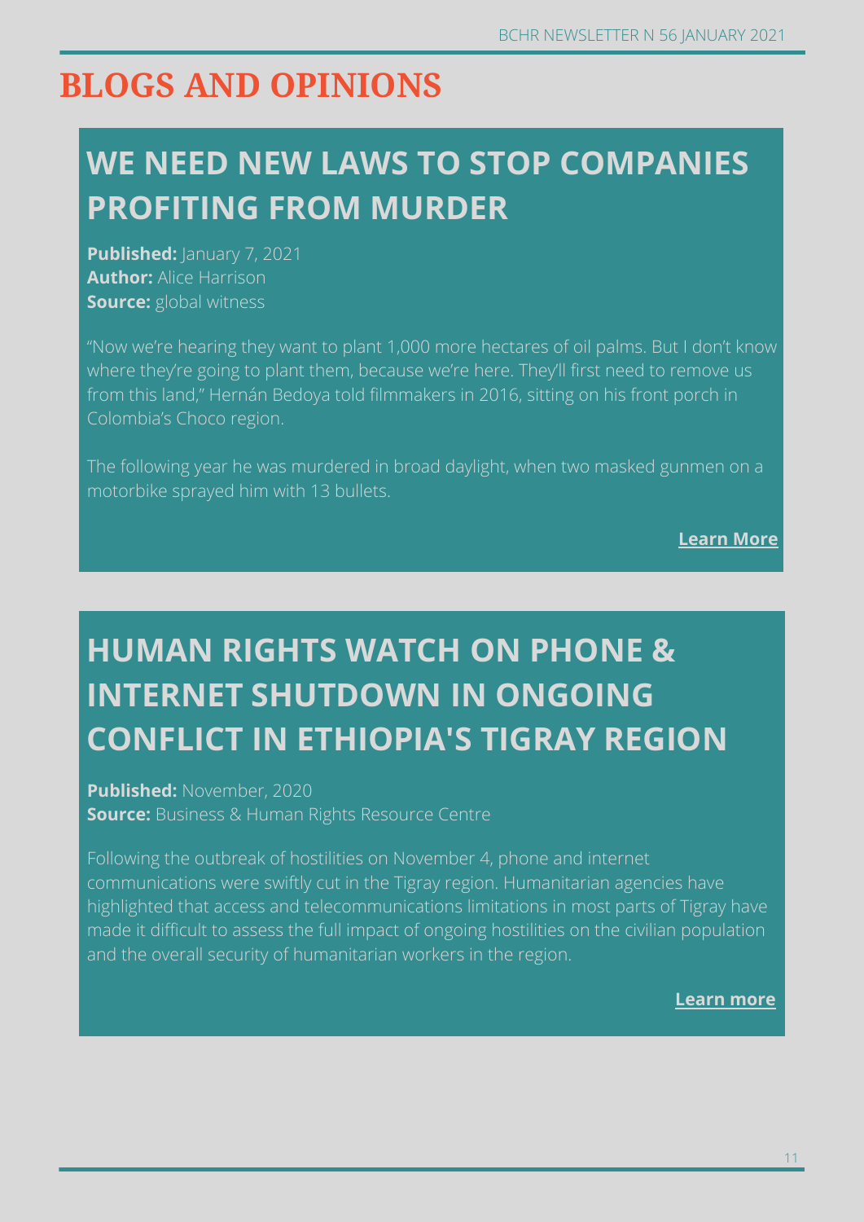# BLOGS AND OPINIONS

## WE NEED NEW LAWS TO STOP COMPANIES PROFITING FROM MURDER

**Published:** January 7, 2021
**Author:** Alice Harrison
**Source:** global witness

“Now we’re hearing they want to plant 1,000 more hectares of oil palms. But I don’t know where they’re going to plant them, because we’re here. They’ll first need to remove us from this land,” Hernán Bedoya told filmmakers in 2016, sitting on his front porch in Colombia’s Choco region.

The following year he was murdered in broad daylight, when two masked gunmen on a motorbike sprayed him with 13 bullets.

**Learn More**

## HUMAN RIGHTS WATCH ON PHONE & INTERNET SHUTDOWN IN ONGOING CONFLICT IN ETHIOPIA'S TIGRAY REGION

**Published:** November, 2020
**Source:** Business & Human Rights Resource Centre

Following the outbreak of hostilities on November 4, phone and internet communications were swiftly cut in the Tigray region. Humanitarian agencies have highlighted that access and telecommunications limitations in most parts of Tigray have made it difficult to assess the full impact of ongoing hostilities on the civilian population and the overall security of humanitarian workers in the region.

**Learn more**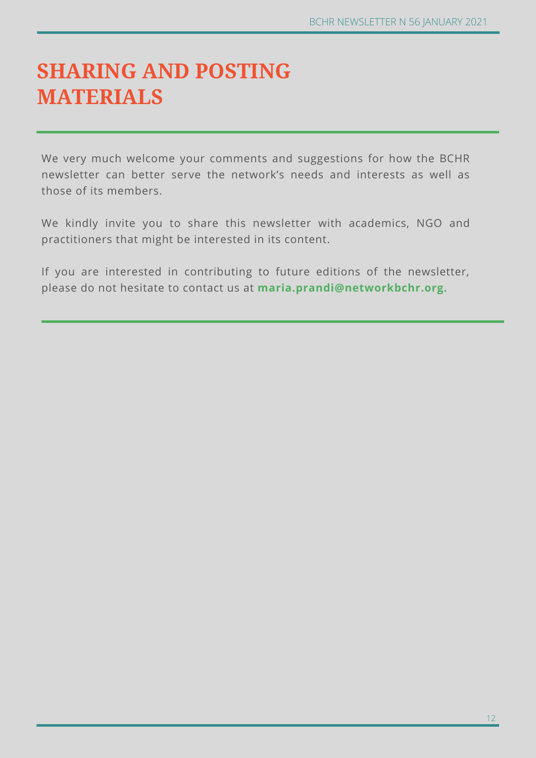# SHARING AND POSTING MATERIALS

We very much welcome your comments and suggestions for how the BCHR newsletter can better serve the network's needs and interests as well as those of its members.

We kindly invite you to share this newsletter with academics, NGO and practitioners that might be interested in its content.

If you are interested in contributing to future editions of the newsletter, please do not hesitate to contact us at **maria.prandi@networkbchr.org.**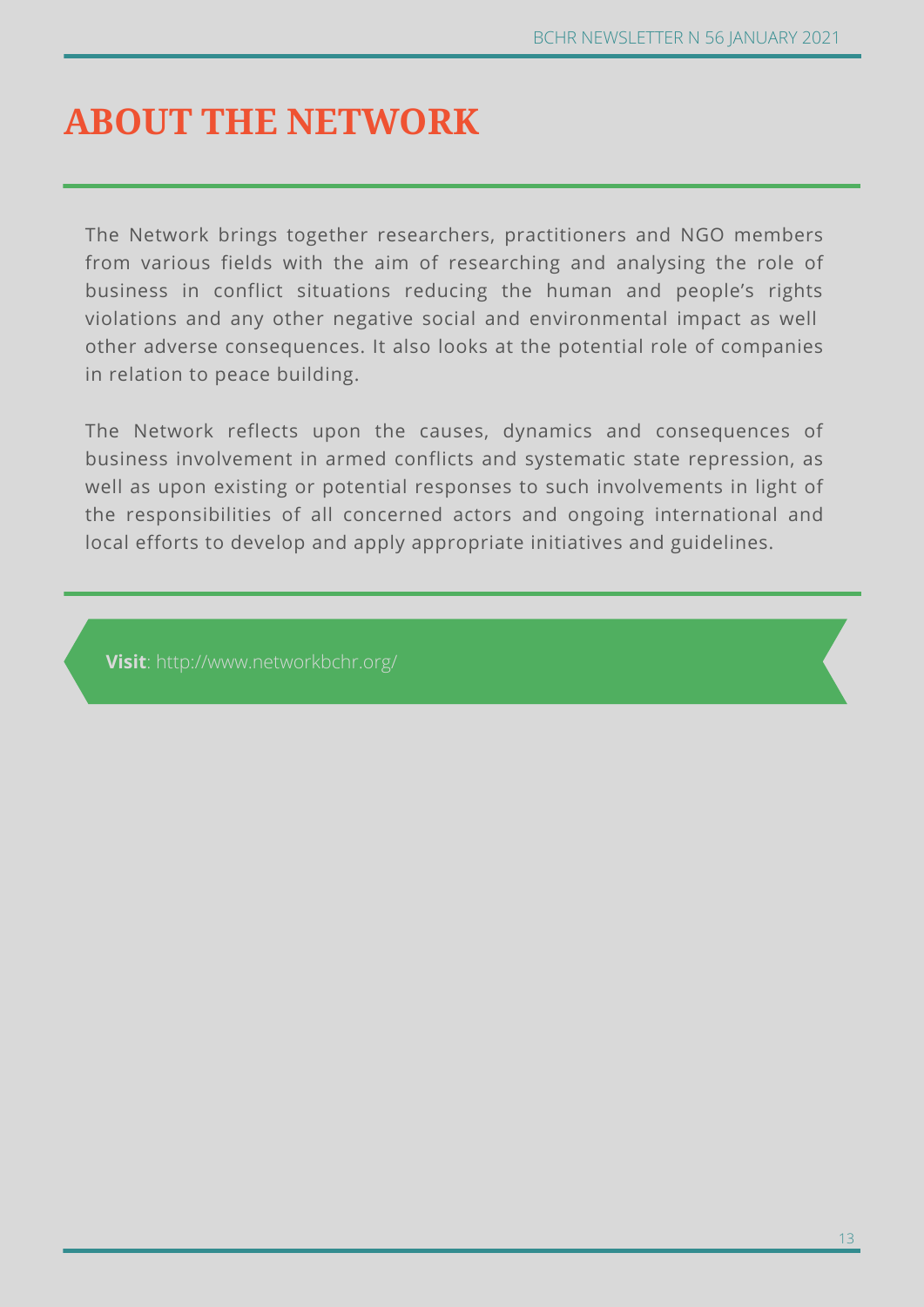# ABOUT THE NETWORK

The Network brings together researchers, practitioners and NGO members from various fields with the aim of researching and analysing the role of business in conflict situations reducing the human and people's rights violations and any other negative social and environmental impact as well other adverse consequences. It also looks at the potential role of companies in relation to peace building.

The Network reflects upon the causes, dynamics and consequences of business involvement in armed conflicts and systematic state repression, as well as upon existing or potential responses to such involvements in light of the responsibilities of all concerned actors and ongoing international and local efforts to develop and apply appropriate initiatives and guidelines.

**Visit**: http://www.networkbchr.org/